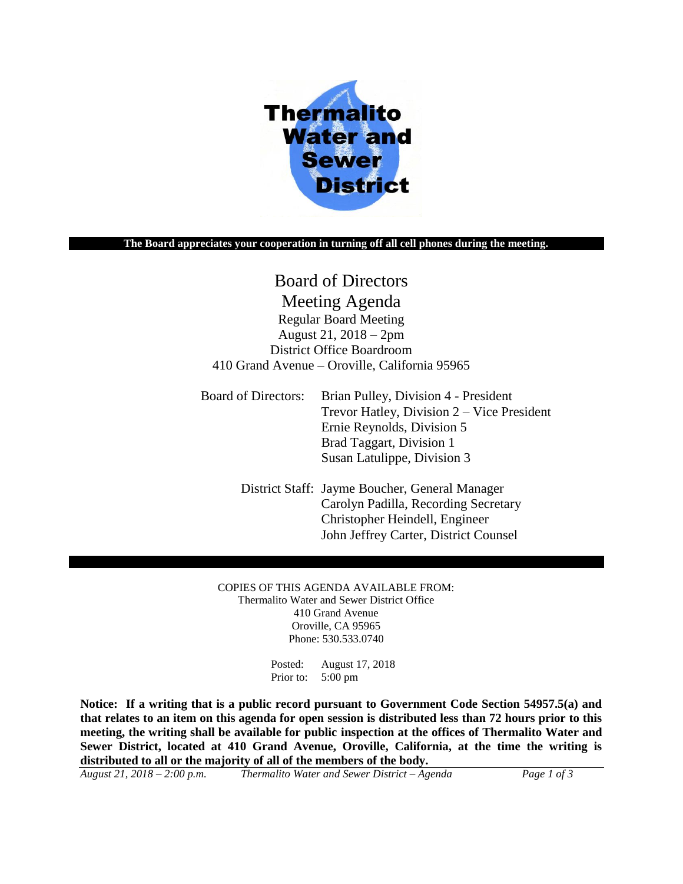Thermalito Water and Sewer District

**The Board appreciates your cooperation in turning off all cell phones during the meeting.**

# Board of Directors
# Meeting Agenda

Regular Board Meeting
August 21, 2018 – 2pm
District Office Boardroom
410 Grand Avenue – Oroville, California 95965

Board of Directors:
- Brian Pulley, Division 4 - President
- Trevor Hatley, Division 2 – Vice President
- Ernie Reynolds, Division 5
- Brad Taggart, Division 1
- Susan Latulippe, Division 3

District Staff:
- Jayme Boucher, General Manager
- Carolyn Padilla, Recording Secretary
- Christopher Heindell, Engineer
- John Jeffrey Carter, District Counsel

COPIES OF THIS AGENDA AVAILABLE FROM:
Thermalito Water and Sewer District Office
410 Grand Avenue
Oroville, CA 95965
Phone: 530.533.0740

Posted: August 17, 2018
Prior to: 5:00 pm

**Notice: If a writing that is a public record pursuant to Government Code Section 54957.5(a) and that relates to an item on this agenda for open session is distributed less than 72 hours prior to this meeting, the writing shall be available for public inspection at the offices of Thermalito Water and Sewer District, located at 410 Grand Avenue, Oroville, California, at the time the writing is distributed to all or the majority of all of the members of the body.**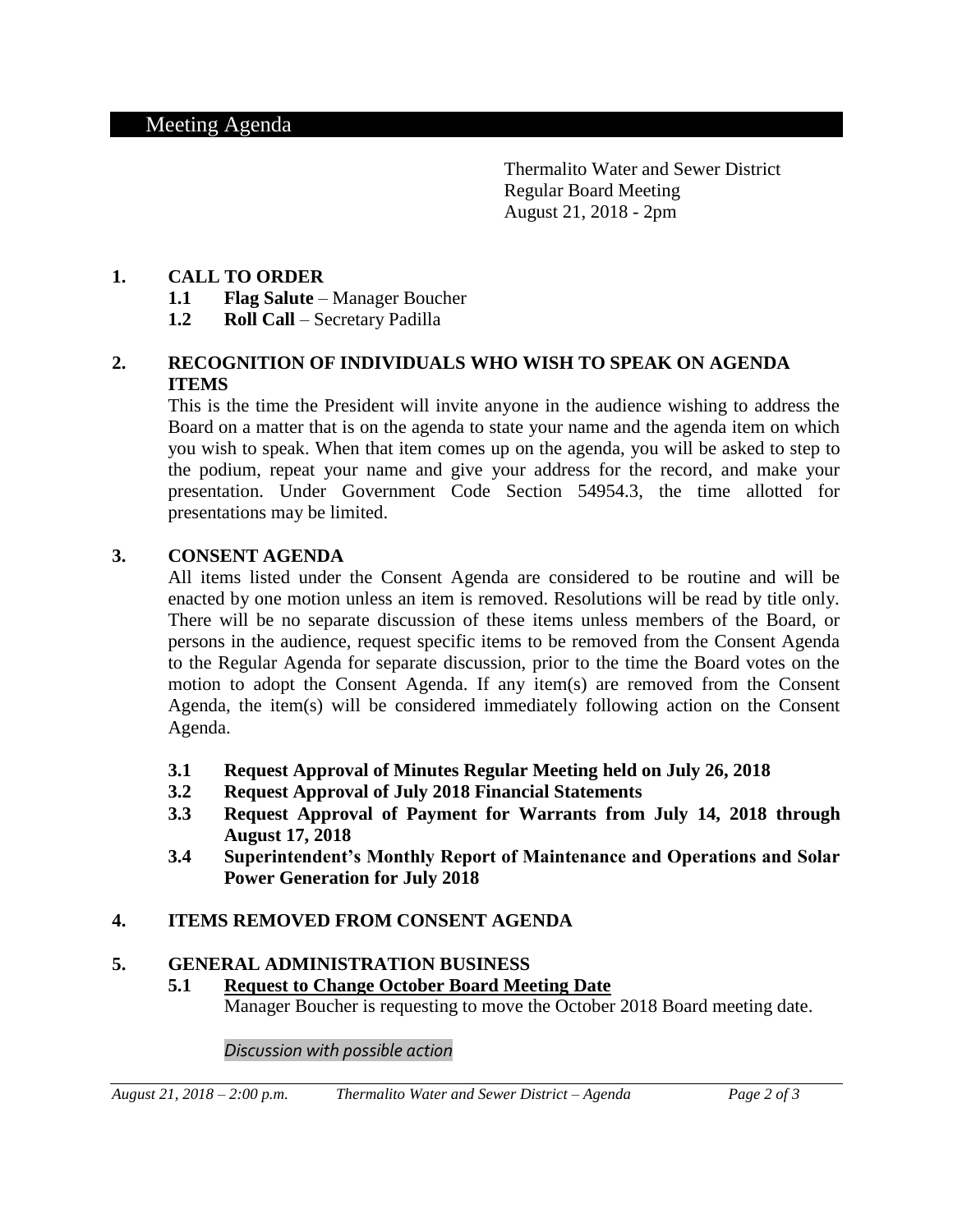# Meeting Agenda

Thermalito Water and Sewer District
Regular Board Meeting
August 21, 2018 - 2pm

## 1. CALL TO ORDER

- **1.1 Flag Salute** – Manager Boucher
- **1.2 Roll Call** – Secretary Padilla

## 2. RECOGNITION OF INDIVIDUALS WHO WISH TO SPEAK ON AGENDA ITEMS

This is the time the President will invite anyone in the audience wishing to address the Board on a matter that is on the agenda to state your name and the agenda item on which you wish to speak. When that item comes up on the agenda, you will be asked to step to the podium, repeat your name and give your address for the record, and make your presentation. Under Government Code Section 54954.3, the time allotted for presentations may be limited.

## 3. CONSENT AGENDA

All items listed under the Consent Agenda are considered to be routine and will be enacted by one motion unless an item is removed. Resolutions will be read by title only. There will be no separate discussion of these items unless members of the Board, or persons in the audience, request specific items to be removed from the Consent Agenda to the Regular Agenda for separate discussion, prior to the time the Board votes on the motion to adopt the Consent Agenda. If any item(s) are removed from the Consent Agenda, the item(s) will be considered immediately following action on the Consent Agenda.

- **3.1 Request Approval of Minutes Regular Meeting held on July 26, 2018**
- **3.2 Request Approval of July 2018 Financial Statements**
- **3.3 Request Approval of Payment for Warrants from July 14, 2018 through August 17, 2018**
- **3.4 Superintendent's Monthly Report of Maintenance and Operations and Solar Power Generation for July 2018**

## 4. ITEMS REMOVED FROM CONSENT AGENDA

## 5. GENERAL ADMINISTRATION BUSINESS

**5.1 <u>Request to Change October Board Meeting Date</u>**

Manager Boucher is requesting to move the October 2018 Board meeting date.

*Discussion with possible action*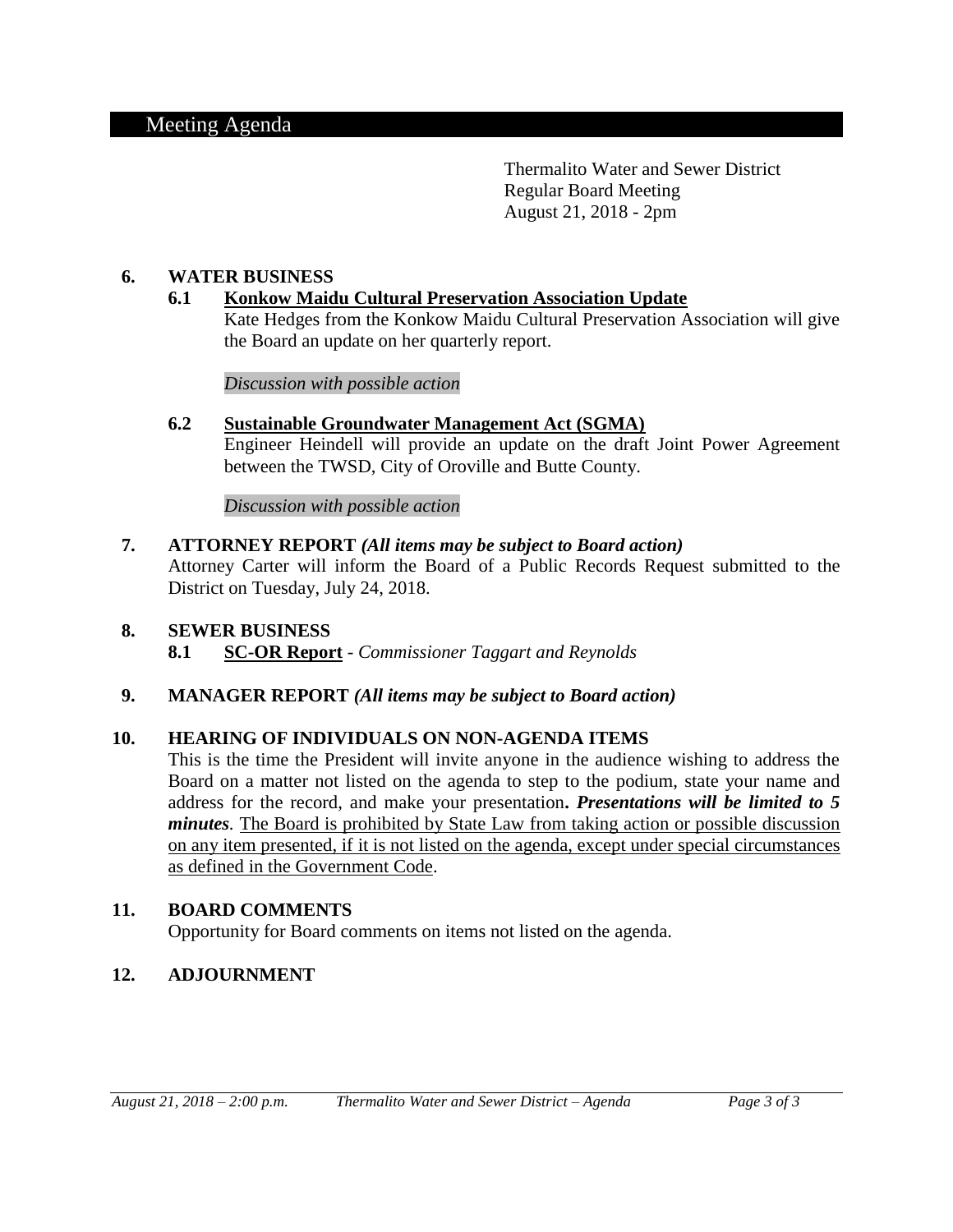Meeting Agenda

Thermalito Water and Sewer District
Regular Board Meeting
August 21, 2018 - 2pm

**6. WATER BUSINESS**

**6.1 Konkow Maidu Cultural Preservation Association Update**

Kate Hedges from the Konkow Maidu Cultural Preservation Association will give the Board an update on her quarterly report.

*Discussion with possible action*

**6.2 Sustainable Groundwater Management Act (SGMA)**

Engineer Heindell will provide an update on the draft Joint Power Agreement between the TWSD, City of Oroville and Butte County.

*Discussion with possible action*

**7. ATTORNEY REPORT** ***(All items may be subject to Board action)***

Attorney Carter will inform the Board of a Public Records Request submitted to the District on Tuesday, July 24, 2018.

**8. SEWER BUSINESS**

**8.1 SC-OR Report** - *Commissioner Taggart and Reynolds*

**9. MANAGER REPORT** ***(All items may be subject to Board action)***

**10. HEARING OF INDIVIDUALS ON NON-AGENDA ITEMS**

This is the time the President will invite anyone in the audience wishing to address the Board on a matter not listed on the agenda to step to the podium, state your name and address for the record, and make your presentation**.** ***Presentations will be limited to 5 minutes***. The Board is prohibited by State Law from taking action or possible discussion on any item presented, if it is not listed on the agenda, except under special circumstances as defined in the Government Code.

**11. BOARD COMMENTS**

Opportunity for Board comments on items not listed on the agenda.

**12. ADJOURNMENT**